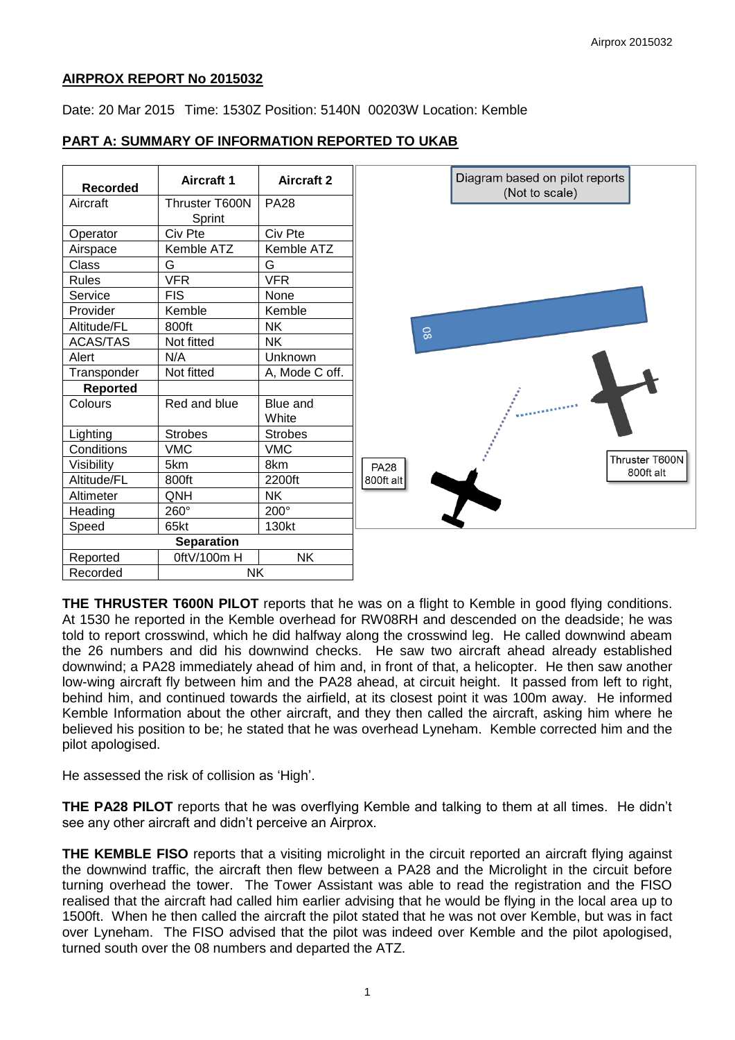## AIRPROX REPORT No 2015032

Date: 20 Mar 2015 Time: 1530Z Position: 5140N 00203W Location: Kemble

## PART A: SUMMARY OF INFORMATION REPORTED TO UKAB

| Recorded | Aircraft 1 | Aircraft 2 |
|---|---|---|
| Aircraft | Thruster T600N Sprint | PA28 |
| Operator | Civ Pte | Civ Pte |
| Airspace | Kemble ATZ | Kemble ATZ |
| Class | G | G |
| Rules | VFR | VFR |
| Service | FIS | None |
| Provider | Kemble | Kemble |
| Altitude/FL | 800ft | NK |
| ACAS/TAS | Not fitted | NK |
| Alert | N/A | Unknown |
| Transponder | Not fitted | A, Mode C off. |
| **Reported** | | |
| Colours | Red and blue | Blue and White |
| Lighting | Strobes | Strobes |
| Conditions | VMC | VMC |
| Visibility | 5km | 8km |
| Altitude/FL | 800ft | 2200ft |
| Altimeter | QNH | NK |
| Heading | 260° | 200° |
| Speed | 65kt | 130kt |
| **Separation** | | |
| Reported | 0ftV/100m H | NK |
| Recorded | NK | |

Diagram based on pilot reports (Not to scale)

08

PA28 800ft alt

Thruster T600N 800ft alt

**THE THRUSTER T600N PILOT** reports that he was on a flight to Kemble in good flying conditions. At 1530 he reported in the Kemble overhead for RW08RH and descended on the deadside; he was told to report crosswind, which he did halfway along the crosswind leg. He called downwind abeam the 26 numbers and did his downwind checks. He saw two aircraft ahead already established downwind; a PA28 immediately ahead of him and, in front of that, a helicopter. He then saw another low-wing aircraft fly between him and the PA28 ahead, at circuit height. It passed from left to right, behind him, and continued towards the airfield, at its closest point it was 100m away. He informed Kemble Information about the other aircraft, and they then called the aircraft, asking him where he believed his position to be; he stated that he was overhead Lyneham. Kemble corrected him and the pilot apologised.

He assessed the risk of collision as 'High'.

**THE PA28 PILOT** reports that he was overflying Kemble and talking to them at all times. He didn't see any other aircraft and didn't perceive an Airprox.

**THE KEMBLE FISO** reports that a visiting microlight in the circuit reported an aircraft flying against the downwind traffic, the aircraft then flew between a PA28 and the Microlight in the circuit before turning overhead the tower. The Tower Assistant was able to read the registration and the FISO realised that the aircraft had called him earlier advising that he would be flying in the local area up to 1500ft. When he then called the aircraft the pilot stated that he was not over Kemble, but was in fact over Lyneham. The FISO advised that the pilot was indeed over Kemble and the pilot apologised, turned south over the 08 numbers and departed the ATZ.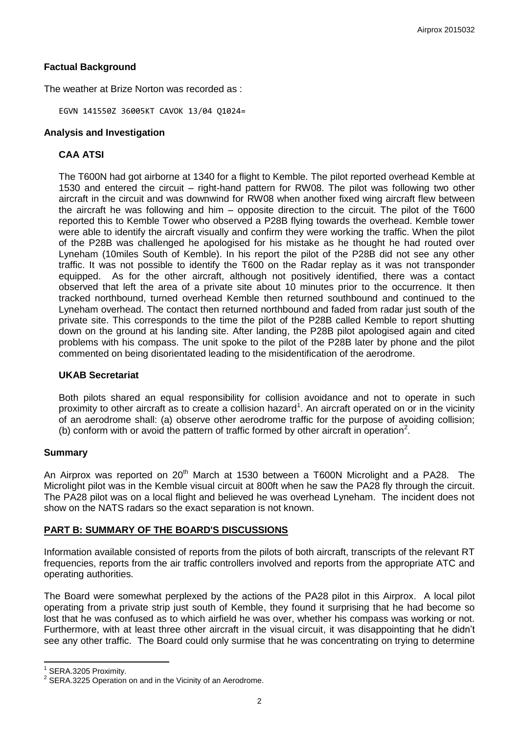## Factual Background

The weather at Brize Norton was recorded as :

```
EGVN 141550Z 36005KT CAVOK 13/04 Q1024=
```

## Analysis and Investigation

### CAA ATSI

The T600N had got airborne at 1340 for a flight to Kemble. The pilot reported overhead Kemble at 1530 and entered the circuit – right-hand pattern for RW08. The pilot was following two other aircraft in the circuit and was downwind for RW08 when another fixed wing aircraft flew between the aircraft he was following and him – opposite direction to the circuit. The pilot of the T600 reported this to Kemble Tower who observed a P28B flying towards the overhead. Kemble tower were able to identify the aircraft visually and confirm they were working the traffic. When the pilot of the P28B was challenged he apologised for his mistake as he thought he had routed over Lyneham (10miles South of Kemble). In his report the pilot of the P28B did not see any other traffic. It was not possible to identify the T600 on the Radar replay as it was not transponder equipped. As for the other aircraft, although not positively identified, there was a contact observed that left the area of a private site about 10 minutes prior to the occurrence. It then tracked northbound, turned overhead Kemble then returned southbound and continued to the Lyneham overhead. The contact then returned northbound and faded from radar just south of the private site. This corresponds to the time the pilot of the P28B called Kemble to report shutting down on the ground at his landing site. After landing, the P28B pilot apologised again and cited problems with his compass. The unit spoke to the pilot of the P28B later by phone and the pilot commented on being disorientated leading to the misidentification of the aerodrome.

### UKAB Secretariat

Both pilots shared an equal responsibility for collision avoidance and not to operate in such proximity to other aircraft as to create a collision hazard[1]. An aircraft operated on or in the vicinity of an aerodrome shall: (a) observe other aerodrome traffic for the purpose of avoiding collision; (b) conform with or avoid the pattern of traffic formed by other aircraft in operation[2].

## Summary

An Airprox was reported on 20th March at 1530 between a T600N Microlight and a PA28. The Microlight pilot was in the Kemble visual circuit at 800ft when he saw the PA28 fly through the circuit. The PA28 pilot was on a local flight and believed he was overhead Lyneham. The incident does not show on the NATS radars so the exact separation is not known.

## PART B: SUMMARY OF THE BOARD'S DISCUSSIONS

Information available consisted of reports from the pilots of both aircraft, transcripts of the relevant RT frequencies, reports from the air traffic controllers involved and reports from the appropriate ATC and operating authorities.

The Board were somewhat perplexed by the actions of the PA28 pilot in this Airprox. A local pilot operating from a private strip just south of Kemble, they found it surprising that he had become so lost that he was confused as to which airfield he was over, whether his compass was working or not. Furthermore, with at least three other aircraft in the visual circuit, it was disappointing that he didn't see any other traffic. The Board could only surmise that he was concentrating on trying to determine

[1] SERA.3205 Proximity.

[2] SERA.3225 Operation on and in the Vicinity of an Aerodrome.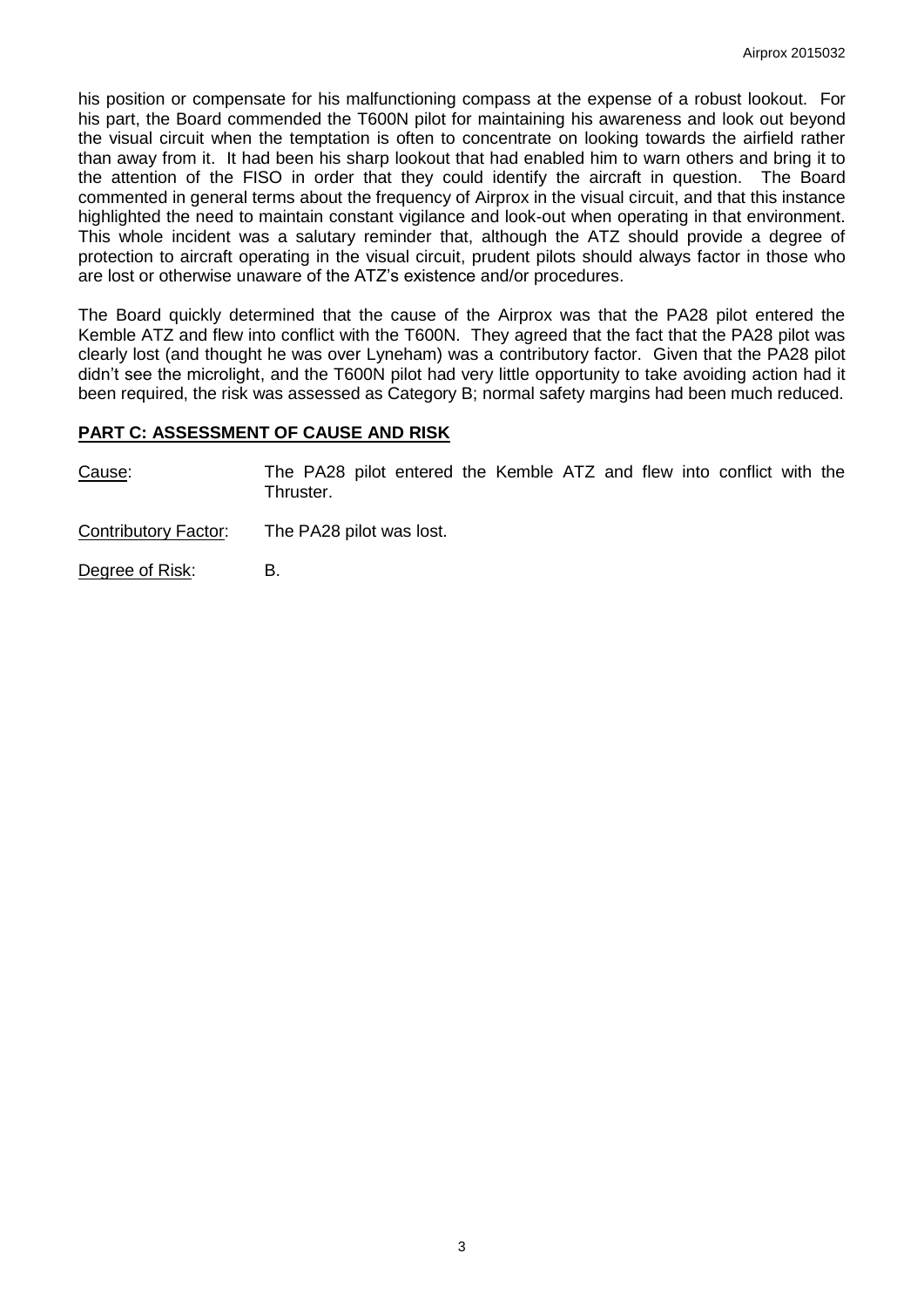his position or compensate for his malfunctioning compass at the expense of a robust lookout. For his part, the Board commended the T600N pilot for maintaining his awareness and look out beyond the visual circuit when the temptation is often to concentrate on looking towards the airfield rather than away from it. It had been his sharp lookout that had enabled him to warn others and bring it to the attention of the FISO in order that they could identify the aircraft in question. The Board commented in general terms about the frequency of Airprox in the visual circuit, and that this instance highlighted the need to maintain constant vigilance and look-out when operating in that environment. This whole incident was a salutary reminder that, although the ATZ should provide a degree of protection to aircraft operating in the visual circuit, prudent pilots should always factor in those who are lost or otherwise unaware of the ATZ's existence and/or procedures.

The Board quickly determined that the cause of the Airprox was that the PA28 pilot entered the Kemble ATZ and flew into conflict with the T600N. They agreed that the fact that the PA28 pilot was clearly lost (and thought he was over Lyneham) was a contributory factor. Given that the PA28 pilot didn't see the microlight, and the T600N pilot had very little opportunity to take avoiding action had it been required, the risk was assessed as Category B; normal safety margins had been much reduced.

## PART C: ASSESSMENT OF CAUSE AND RISK

Cause: The PA28 pilot entered the Kemble ATZ and flew into conflict with the Thruster.

Contributory Factor: The PA28 pilot was lost.

Degree of Risk: B.